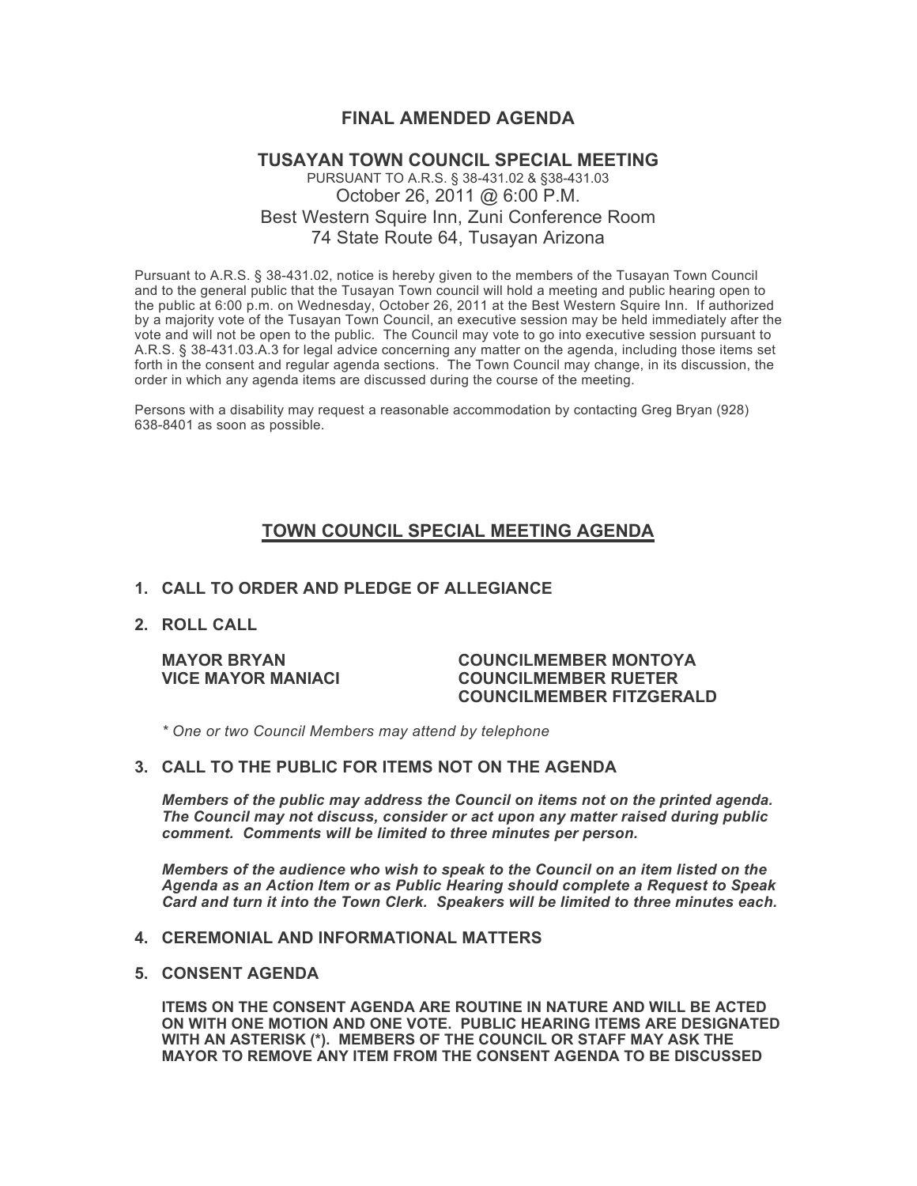# FINAL AMENDED AGENDA

## TUSAYAN TOWN COUNCIL SPECIAL MEETING

PURSUANT TO A.R.S. § 38-431.02 & §38-431.03
October 26, 2011 @ 6:00 P.M.
Best Western Squire Inn, Zuni Conference Room
74 State Route 64, Tusayan Arizona

Pursuant to A.R.S. § 38-431.02, notice is hereby given to the members of the Tusayan Town Council and to the general public that the Tusayan Town council will hold a meeting and public hearing open to the public at 6:00 p.m. on Wednesday, October 26, 2011 at the Best Western Squire Inn. If authorized by a majority vote of the Tusayan Town Council, an executive session may be held immediately after the vote and will not be open to the public. The Council may vote to go into executive session pursuant to A.R.S. § 38-431.03.A.3 for legal advice concerning any matter on the agenda, including those items set forth in the consent and regular agenda sections. The Town Council may change, in its discussion, the order in which any agenda items are discussed during the course of the meeting.

Persons with a disability may request a reasonable accommodation by contacting Greg Bryan (928) 638-8401 as soon as possible.

## TOWN COUNCIL SPECIAL MEETING AGENDA

**1. CALL TO ORDER AND PLEDGE OF ALLEGIANCE**

**2. ROLL CALL**

**MAYOR BRYAN**
**VICE MAYOR MANIACI**
**COUNCILMEMBER MONTOYA**
**COUNCILMEMBER RUETER**
**COUNCILMEMBER FITZGERALD**

*\* One or two Council Members may attend by telephone*

**3. CALL TO THE PUBLIC FOR ITEMS NOT ON THE AGENDA**

***Members of the public may address the Council on items not on the printed agenda. The Council may not discuss, consider or act upon any matter raised during public comment. Comments will be limited to three minutes per person.***

***Members of the audience who wish to speak to the Council on an item listed on the Agenda as an Action Item or as Public Hearing should complete a Request to Speak Card and turn it into the Town Clerk. Speakers will be limited to three minutes each.***

**4. CEREMONIAL AND INFORMATIONAL MATTERS**

**5. CONSENT AGENDA**

**ITEMS ON THE CONSENT AGENDA ARE ROUTINE IN NATURE AND WILL BE ACTED ON WITH ONE MOTION AND ONE VOTE. PUBLIC HEARING ITEMS ARE DESIGNATED WITH AN ASTERISK (\*). MEMBERS OF THE COUNCIL OR STAFF MAY ASK THE MAYOR TO REMOVE ANY ITEM FROM THE CONSENT AGENDA TO BE DISCUSSED**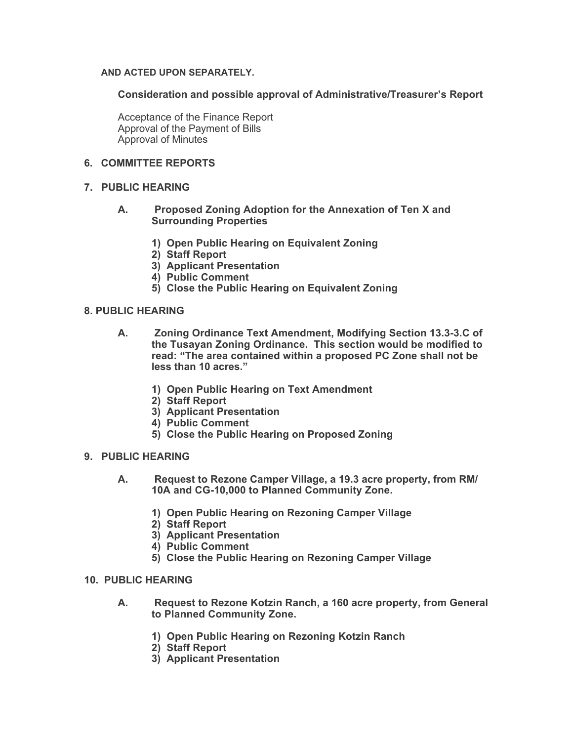**AND ACTED UPON SEPARATELY.**

**Consideration and possible approval of Administrative/Treasurer's Report**

Acceptance of the Finance Report
Approval of the Payment of Bills
Approval of Minutes

**6. COMMITTEE REPORTS**

**7. PUBLIC HEARING**

**A. Proposed Zoning Adoption for the Annexation of Ten X and Surrounding Properties**

1) **Open Public Hearing on Equivalent Zoning**
2) **Staff Report**
3) **Applicant Presentation**
4) **Public Comment**
5) **Close the Public Hearing on Equivalent Zoning**

**8. PUBLIC HEARING**

**A. Zoning Ordinance Text Amendment, Modifying Section 13.3-3.C of the Tusayan Zoning Ordinance. This section would be modified to read: "The area contained within a proposed PC Zone shall not be less than 10 acres."**

1) **Open Public Hearing on Text Amendment**
2) **Staff Report**
3) **Applicant Presentation**
4) **Public Comment**
5) **Close the Public Hearing on Proposed Zoning**

**9. PUBLIC HEARING**

**A. Request to Rezone Camper Village, a 19.3 acre property, from RM/10A and CG-10,000 to Planned Community Zone.**

1) **Open Public Hearing on Rezoning Camper Village**
2) **Staff Report**
3) **Applicant Presentation**
4) **Public Comment**
5) **Close the Public Hearing on Rezoning Camper Village**

**10. PUBLIC HEARING**

**A. Request to Rezone Kotzin Ranch, a 160 acre property, from General to Planned Community Zone.**

1) **Open Public Hearing on Rezoning Kotzin Ranch**
2) **Staff Report**
3) **Applicant Presentation**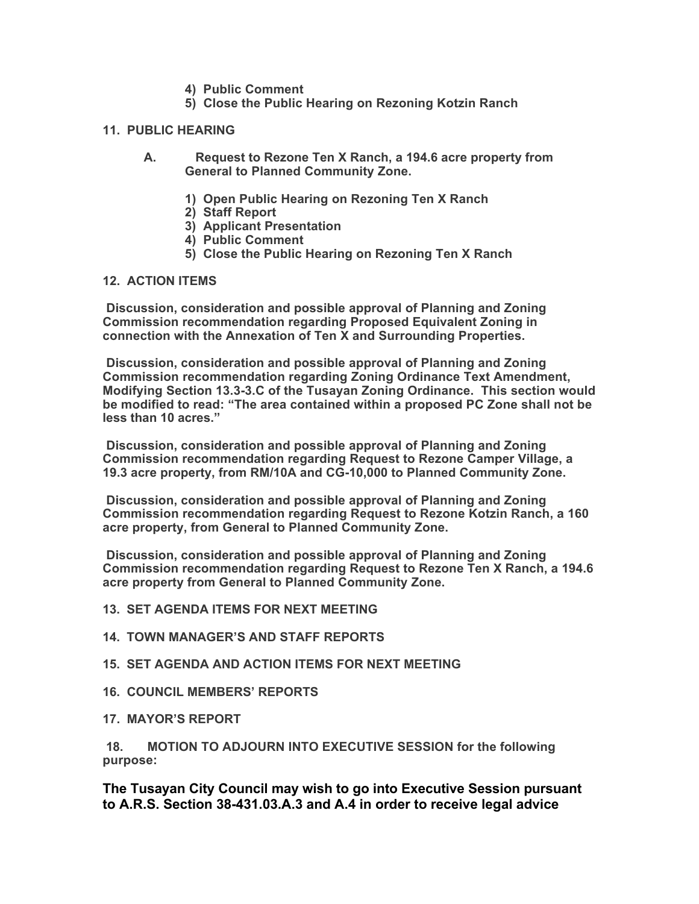4) **Public Comment**
5) **Close the Public Hearing on Rezoning Kotzin Ranch**

**11. PUBLIC HEARING**

**A. Request to Rezone Ten X Ranch, a 194.6 acre property from General to Planned Community Zone.**

1) **Open Public Hearing on Rezoning Ten X Ranch**
2) **Staff Report**
3) **Applicant Presentation**
4) **Public Comment**
5) **Close the Public Hearing on Rezoning Ten X Ranch**

**12. ACTION ITEMS**

**Discussion, consideration and possible approval of Planning and Zoning Commission recommendation regarding Proposed Equivalent Zoning in connection with the Annexation of Ten X and Surrounding Properties.**

**Discussion, consideration and possible approval of Planning and Zoning Commission recommendation regarding Zoning Ordinance Text Amendment, Modifying Section 13.3-3.C of the Tusayan Zoning Ordinance. This section would be modified to read: "The area contained within a proposed PC Zone shall not be less than 10 acres."**

**Discussion, consideration and possible approval of Planning and Zoning Commission recommendation regarding Request to Rezone Camper Village, a 19.3 acre property, from RM/10A and CG-10,000 to Planned Community Zone.**

**Discussion, consideration and possible approval of Planning and Zoning Commission recommendation regarding Request to Rezone Kotzin Ranch, a 160 acre property, from General to Planned Community Zone.**

**Discussion, consideration and possible approval of Planning and Zoning Commission recommendation regarding Request to Rezone Ten X Ranch, a 194.6 acre property from General to Planned Community Zone.**

**13. SET AGENDA ITEMS FOR NEXT MEETING**

**14. TOWN MANAGER'S AND STAFF REPORTS**

**15. SET AGENDA AND ACTION ITEMS FOR NEXT MEETING**

**16. COUNCIL MEMBERS' REPORTS**

**17. MAYOR'S REPORT**

**18. MOTION TO ADJOURN INTO EXECUTIVE SESSION for the following purpose:**

**The Tusayan City Council may wish to go into Executive Session pursuant to A.R.S. Section 38-431.03.A.3 and A.4 in order to receive legal advice**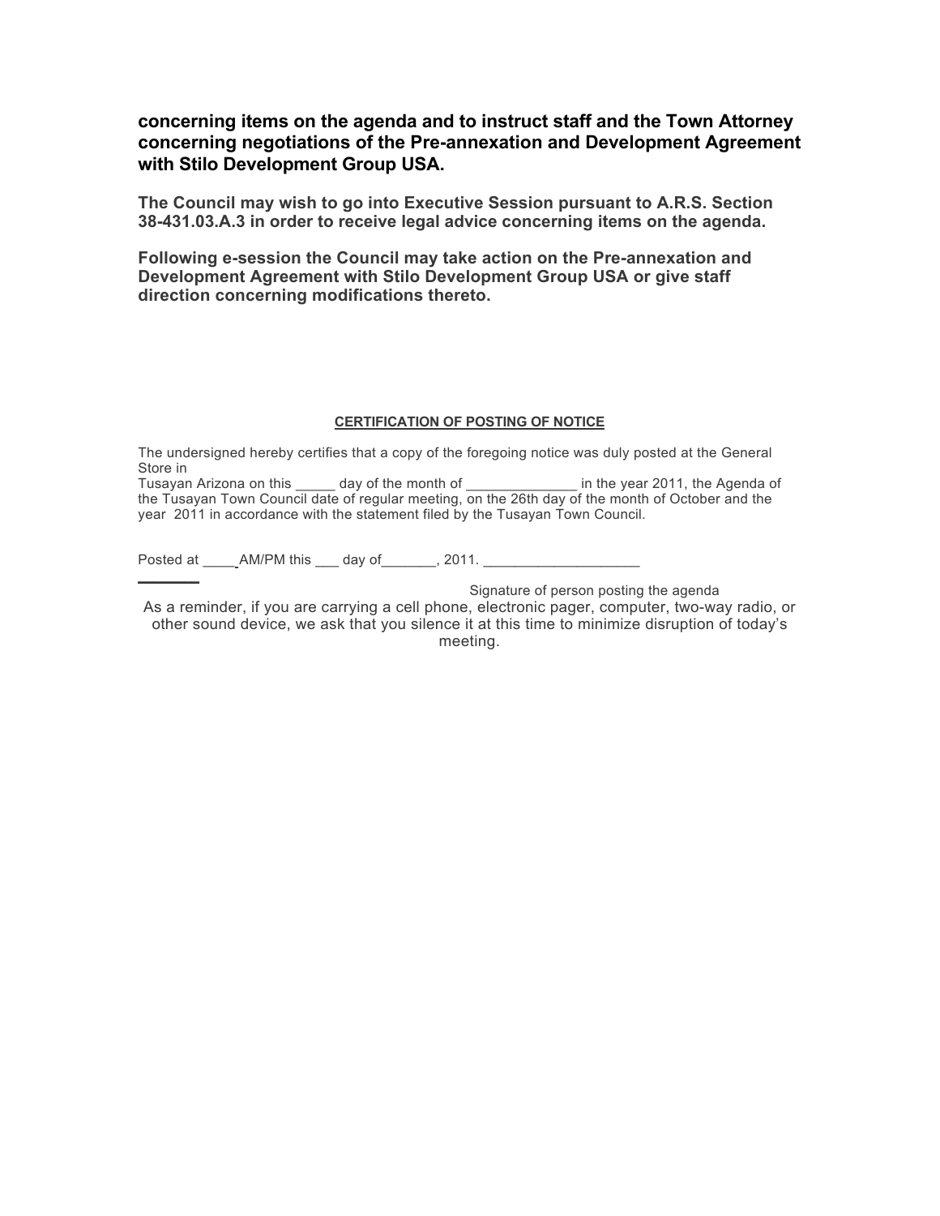**concerning items on the agenda and to instruct staff and the Town Attorney concerning negotiations of the Pre-annexation and Development Agreement with Stilo Development Group USA.**

**The Council may wish to go into Executive Session pursuant to A.R.S. Section 38-431.03.A.3 in order to receive legal advice concerning items on the agenda.**

**Following e-session the Council may take action on the Pre-annexation and Development Agreement with Stilo Development Group USA or give staff direction concerning modifications thereto.**

**CERTIFICATION OF POSTING OF NOTICE**

The undersigned hereby certifies that a copy of the foregoing notice was duly posted at the General Store in
Tusayan Arizona on this _____ day of the month of ______________ in the year 2011, the Agenda of the Tusayan Town Council date of regular meeting, on the 26th day of the month of October and the year 2011 in accordance with the statement filed by the Tusayan Town Council.

Posted at ____ AM/PM this ___ day of_______, 2011. ____________________

Signature of person posting the agenda

As a reminder, if you are carrying a cell phone, electronic pager, computer, two-way radio, or other sound device, we ask that you silence it at this time to minimize disruption of today's meeting.